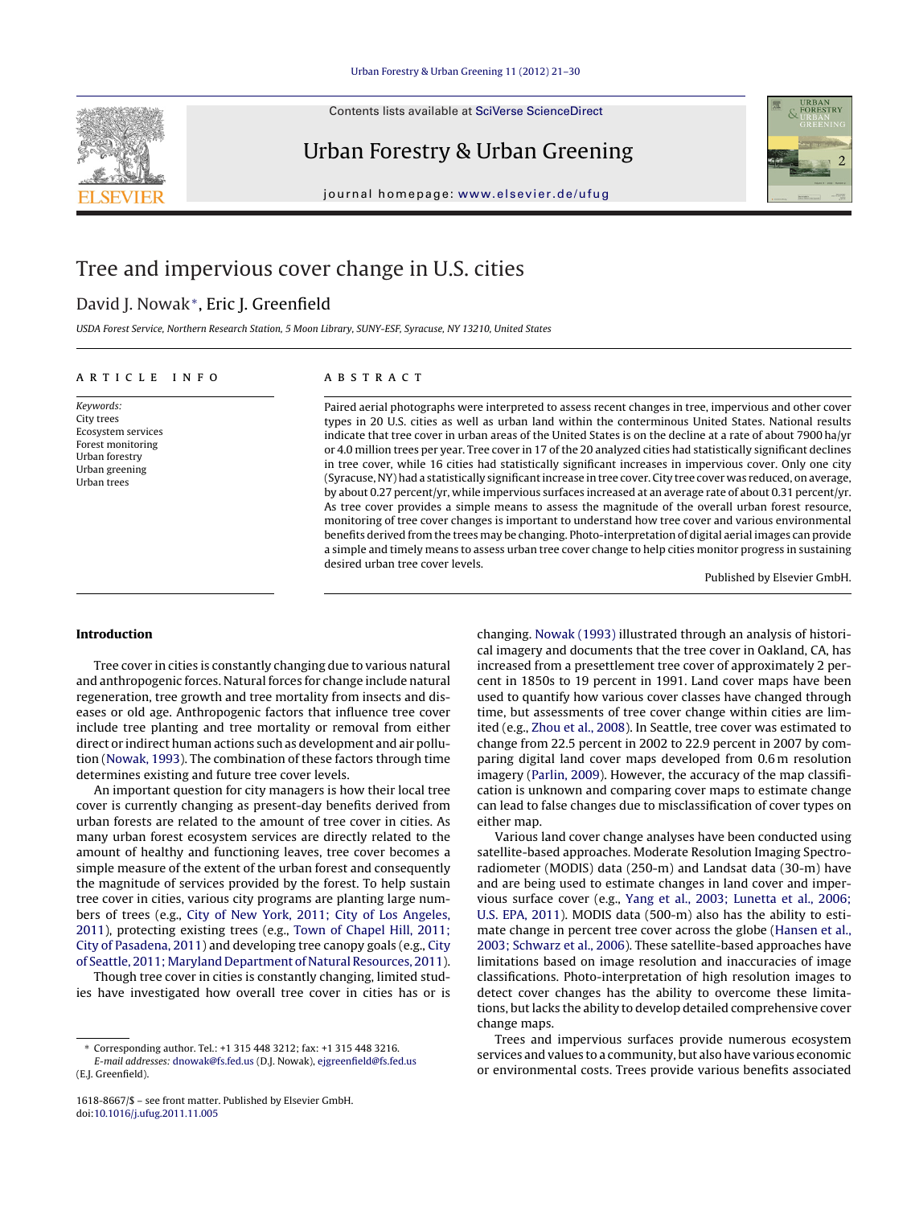Contents lists available at SciVerse ScienceDirect

# Urban Forestry & Urban Greening

journal homepage: www.elsevier.de/ufug

# Tree and impervious cover change in U.S. cities

David J. Nowak*, Eric J. Greenfield

*USDA Forest Service, Northern Research Station, 5 Moon Library, SUNY-ESF, Syracuse, NY 13210, United States*

## ARTICLE INFO

*Keywords:*
City trees
Ecosystem services
Forest monitoring
Urban forestry
Urban greening
Urban trees

## ABSTRACT

Paired aerial photographs were interpreted to assess recent changes in tree, impervious and other cover types in 20 U.S. cities as well as urban land within the conterminous United States. National results indicate that tree cover in urban areas of the United States is on the decline at a rate of about 7900 ha/yr or 4.0 million trees per year. Tree cover in 17 of the 20 analyzed cities had statistically significant declines in tree cover, while 16 cities had statistically significant increases in impervious cover. Only one city (Syracuse, NY) had a statistically significant increase in tree cover. City tree cover was reduced, on average, by about 0.27 percent/yr, while impervious surfaces increased at an average rate of about 0.31 percent/yr. As tree cover provides a simple means to assess the magnitude of the overall urban forest resource, monitoring of tree cover changes is important to understand how tree cover and various environmental benefits derived from the trees may be changing. Photo-interpretation of digital aerial images can provide a simple and timely means to assess urban tree cover change to help cities monitor progress in sustaining desired urban tree cover levels.

Published by Elsevier GmbH.

## Introduction

Tree cover in cities is constantly changing due to various natural and anthropogenic forces. Natural forces for change include natural regeneration, tree growth and tree mortality from insects and diseases or old age. Anthropogenic factors that influence tree cover include tree planting and tree mortality or removal from either direct or indirect human actions such as development and air pollution (Nowak, 1993). The combination of these factors through time determines existing and future tree cover levels.

An important question for city managers is how their local tree cover is currently changing as present-day benefits derived from urban forests are related to the amount of tree cover in cities. As many urban forest ecosystem services are directly related to the amount of healthy and functioning leaves, tree cover becomes a simple measure of the extent of the urban forest and consequently the magnitude of services provided by the forest. To help sustain tree cover in cities, various city programs are planting large numbers of trees (e.g., City of New York, 2011; City of Los Angeles, 2011), protecting existing trees (e.g., Town of Chapel Hill, 2011; City of Pasadena, 2011) and developing tree canopy goals (e.g., City of Seattle, 2011; Maryland Department of Natural Resources, 2011).

Though tree cover in cities is constantly changing, limited studies have investigated how overall tree cover in cities has or is changing. Nowak (1993) illustrated through an analysis of historical imagery and documents that the tree cover in Oakland, CA, has increased from a presettlement tree cover of approximately 2 percent in 1850s to 19 percent in 1991. Land cover maps have been used to quantify how various cover classes have changed through time, but assessments of tree cover change within cities are limited (e.g., Zhou et al., 2008). In Seattle, tree cover was estimated to change from 22.5 percent in 2002 to 22.9 percent in 2007 by comparing digital land cover maps developed from 0.6 m resolution imagery (Parlin, 2009). However, the accuracy of the map classification is unknown and comparing cover maps to estimate change can lead to false changes due to misclassification of cover types on either map.

Various land cover change analyses have been conducted using satellite-based approaches. Moderate Resolution Imaging Spectroradiometer (MODIS) data (250-m) and Landsat data (30-m) have and are being used to estimate changes in land cover and impervious surface cover (e.g., Yang et al., 2003; Lunetta et al., 2006; U.S. EPA, 2011). MODIS data (500-m) also has the ability to estimate change in percent tree cover across the globe (Hansen et al., 2003; Schwarz et al., 2006). These satellite-based approaches have limitations based on image resolution and inaccuracies of image classifications. Photo-interpretation of high resolution images to detect cover changes has the ability to overcome these limitations, but lacks the ability to develop detailed comprehensive cover change maps.

Trees and impervious surfaces provide numerous ecosystem services and values to a community, but also have various economic or environmental costs. Trees provide various benefits associated

* Corresponding author. Tel.: +1 315 448 3212; fax: +1 315 448 3216.
*E-mail addresses:* dnowak@fs.fed.us (D.J. Nowak), ejgreenfield@fs.fed.us (E.J. Greenfield).

1618-8667/$ – see front matter. Published by Elsevier GmbH.
doi:10.1016/j.ufug.2011.11.005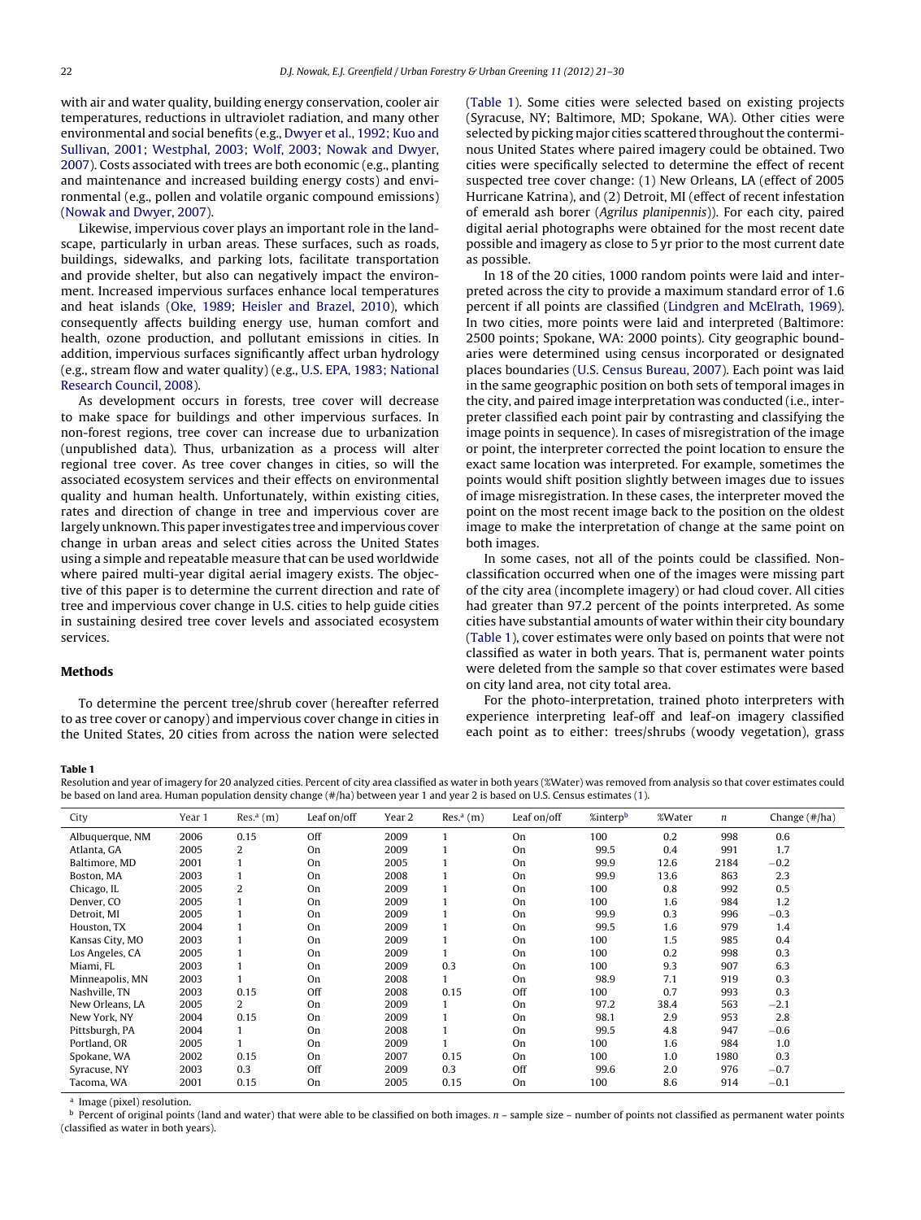with air and water quality, building energy conservation, cooler air temperatures, reductions in ultraviolet radiation, and many other environmental and social benefits (e.g., Dwyer et al., 1992; Kuo and Sullivan, 2001; Westphal, 2003; Wolf, 2003; Nowak and Dwyer, 2007). Costs associated with trees are both economic (e.g., planting and maintenance and increased building energy costs) and environmental (e.g., pollen and volatile organic compound emissions) (Nowak and Dwyer, 2007).

Likewise, impervious cover plays an important role in the landscape, particularly in urban areas. These surfaces, such as roads, buildings, sidewalks, and parking lots, facilitate transportation and provide shelter, but also can negatively impact the environment. Increased impervious surfaces enhance local temperatures and heat islands (Oke, 1989; Heisler and Brazel, 2010), which consequently affects building energy use, human comfort and health, ozone production, and pollutant emissions in cities. In addition, impervious surfaces significantly affect urban hydrology (e.g., stream flow and water quality) (e.g., U.S. EPA, 1983; National Research Council, 2008).

As development occurs in forests, tree cover will decrease to make space for buildings and other impervious surfaces. In non-forest regions, tree cover can increase due to urbanization (unpublished data). Thus, urbanization as a process will alter regional tree cover. As tree cover changes in cities, so will the associated ecosystem services and their effects on environmental quality and human health. Unfortunately, within existing cities, rates and direction of change in tree and impervious cover are largely unknown. This paper investigates tree and impervious cover change in urban areas and select cities across the United States using a simple and repeatable measure that can be used worldwide where paired multi-year digital aerial imagery exists. The objective of this paper is to determine the current direction and rate of tree and impervious cover change in U.S. cities to help guide cities in sustaining desired tree cover levels and associated ecosystem services.

## Methods

To determine the percent tree/shrub cover (hereafter referred to as tree cover or canopy) and impervious cover change in cities in the United States, 20 cities from across the nation were selected (Table 1). Some cities were selected based on existing projects (Syracuse, NY; Baltimore, MD; Spokane, WA). Other cities were selected by picking major cities scattered throughout the conterminous United States where paired imagery could be obtained. Two cities were specifically selected to determine the effect of recent suspected tree cover change: (1) New Orleans, LA (effect of 2005 Hurricane Katrina), and (2) Detroit, MI (effect of recent infestation of emerald ash borer (*Agrilus planipennis*)). For each city, paired digital aerial photographs were obtained for the most recent date possible and imagery as close to 5 yr prior to the most current date as possible.

In 18 of the 20 cities, 1000 random points were laid and interpreted across the city to provide a maximum standard error of 1.6 percent if all points are classified (Lindgren and McElrath, 1969). In two cities, more points were laid and interpreted (Baltimore: 2500 points; Spokane, WA: 2000 points). City geographic boundaries were determined using census incorporated or designated places boundaries (U.S. Census Bureau, 2007). Each point was laid in the same geographic position on both sets of temporal images in the city, and paired image interpretation was conducted (i.e., interpreter classified each point pair by contrasting and classifying the image points in sequence). In cases of misregistration of the image or point, the interpreter corrected the point location to ensure the exact same location was interpreted. For example, sometimes the points would shift position slightly between images due to issues of image misregistration. In these cases, the interpreter moved the point on the most recent image back to the position on the oldest image to make the interpretation of change at the same point on both images.

In some cases, not all of the points could be classified. Non-classification occurred when one of the images were missing part of the city area (incomplete imagery) or had cloud cover. All cities had greater than 97.2 percent of the points interpreted. As some cities have substantial amounts of water within their city boundary (Table 1), cover estimates were only based on points that were not classified as water in both years. That is, permanent water points were deleted from the sample so that cover estimates were based on city land area, not city total area.

For the photo-interpretation, trained photo interpreters with experience interpreting leaf-off and leaf-on imagery classified each point as to either: trees/shrubs (woody vegetation), grass

**Table 1**
Resolution and year of imagery for 20 analyzed cities. Percent of city area classified as water in both years (%Water) was removed from analysis so that cover estimates could be based on land area. Human population density change (#/ha) between year 1 and year 2 is based on U.S. Census estimates (1).

| City | Year 1 | Res.[a] (m) | Leaf on/off | Year 2 | Res.[a] (m) | Leaf on/off | %interp[b] | %Water | *n* | Change (#/ha) |
|---|---|---|---|---|---|---|---|---|---|---|
| Albuquerque, NM | 2006 | 0.15 | Off | 2009 | 1 | On | 100 | 0.2 | 998 | 0.6 |
| Atlanta, GA | 2005 | 2 | On | 2009 | 1 | On | 99.5 | 0.4 | 991 | 1.7 |
| Baltimore, MD | 2001 | 1 | On | 2005 | 1 | On | 99.9 | 12.6 | 2184 | −0.2 |
| Boston, MA | 2003 | 1 | On | 2008 | 1 | On | 99.9 | 13.6 | 863 | 2.3 |
| Chicago, IL | 2005 | 2 | On | 2009 | 1 | On | 100 | 0.8 | 992 | 0.5 |
| Denver, CO | 2005 | 1 | On | 2009 | 1 | On | 100 | 1.6 | 984 | 1.2 |
| Detroit, MI | 2005 | 1 | On | 2009 | 1 | On | 99.9 | 0.3 | 996 | −0.3 |
| Houston, TX | 2004 | 1 | On | 2009 | 1 | On | 99.5 | 1.6 | 979 | 1.4 |
| Kansas City, MO | 2003 | 1 | On | 2009 | 1 | On | 100 | 1.5 | 985 | 0.4 |
| Los Angeles, CA | 2005 | 1 | On | 2009 | 1 | On | 100 | 0.2 | 998 | 0.3 |
| Miami, FL | 2003 | 1 | On | 2009 | 0.3 | On | 100 | 9.3 | 907 | 6.3 |
| Minneapolis, MN | 2003 | 1 | On | 2008 | 1 | On | 98.9 | 7.1 | 919 | 0.3 |
| Nashville, TN | 2003 | 0.15 | Off | 2008 | 0.15 | Off | 100 | 0.7 | 993 | 0.3 |
| New Orleans, LA | 2005 | 2 | On | 2009 | 1 | On | 97.2 | 38.4 | 563 | −2.1 |
| New York, NY | 2004 | 0.15 | On | 2009 | 1 | On | 98.1 | 2.9 | 953 | 2.8 |
| Pittsburgh, PA | 2004 | 1 | On | 2008 | 1 | On | 99.5 | 4.8 | 947 | −0.6 |
| Portland, OR | 2005 | 1 | On | 2009 | 1 | On | 100 | 1.6 | 984 | 1.0 |
| Spokane, WA | 2002 | 0.15 | On | 2007 | 0.15 | On | 100 | 1.0 | 1980 | 0.3 |
| Syracuse, NY | 2003 | 0.3 | Off | 2009 | 0.3 | Off | 99.6 | 2.0 | 976 | −0.7 |
| Tacoma, WA | 2001 | 0.15 | On | 2005 | 0.15 | On | 100 | 8.6 | 914 | −0.1 |

[a] Image (pixel) resolution.
[b] Percent of original points (land and water) that were able to be classified on both images. *n* – sample size – number of points not classified as permanent water points (classified as water in both years).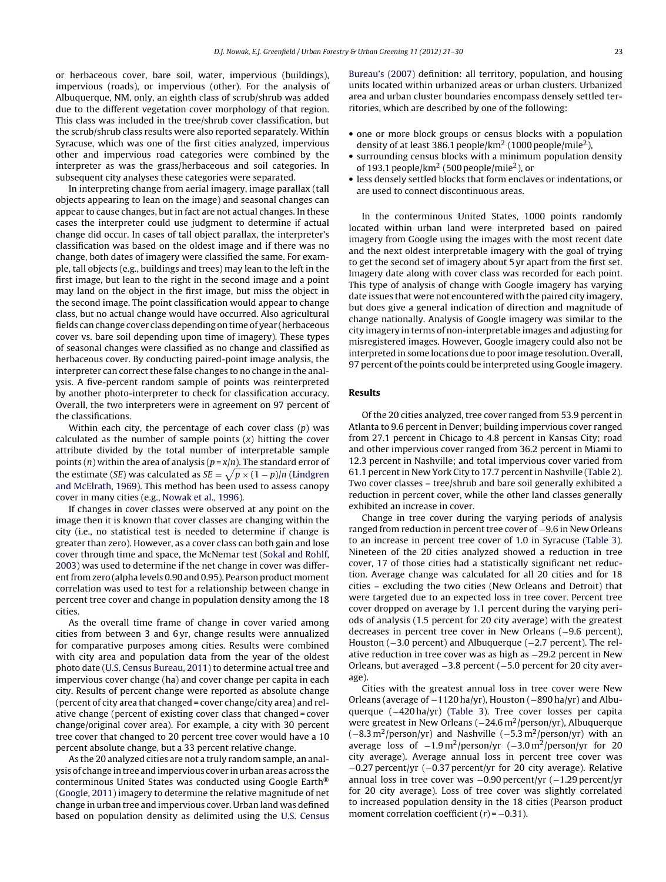or herbaceous cover, bare soil, water, impervious (buildings), impervious (roads), or impervious (other). For the analysis of Albuquerque, NM, only, an eighth class of scrub/shrub was added due to the different vegetation cover morphology of that region. This class was included in the tree/shrub cover classification, but the scrub/shrub class results were also reported separately. Within Syracuse, which was one of the first cities analyzed, impervious other and impervious road categories were combined by the interpreter as was the grass/herbaceous and soil categories. In subsequent city analyses these categories were separated.

In interpreting change from aerial imagery, image parallax (tall objects appearing to lean on the image) and seasonal changes can appear to cause changes, but in fact are not actual changes. In these cases the interpreter could use judgment to determine if actual change did occur. In cases of tall object parallax, the interpreter's classification was based on the oldest image and if there was no change, both dates of imagery were classified the same. For example, tall objects (e.g., buildings and trees) may lean to the left in the first image, but lean to the right in the second image and a point may land on the object in the first image, but miss the object in the second image. The point classification would appear to change class, but no actual change would have occurred. Also agricultural fields can change cover class depending on time of year (herbaceous cover vs. bare soil depending upon time of imagery). These types of seasonal changes were classified as no change and classified as herbaceous cover. By conducting paired-point image analysis, the interpreter can correct these false changes to no change in the analysis. A five-percent random sample of points was reinterpreted by another photo-interpreter to check for classification accuracy. Overall, the two interpreters were in agreement on 97 percent of the classifications.

Within each city, the percentage of each cover class ($p$) was calculated as the number of sample points ($x$) hitting the cover attribute divided by the total number of interpretable sample points ($n$) within the area of analysis ($p = x/n$). The standard error of the estimate ($SE$) was calculated as $SE = \sqrt{p \times (1 - p)/n}$ (Lindgren and McElrath, 1969). This method has been used to assess canopy cover in many cities (e.g., Nowak et al., 1996).

If changes in cover classes were observed at any point on the image then it is known that cover classes are changing within the city (i.e., no statistical test is needed to determine if change is greater than zero). However, as a cover class can both gain and lose cover through time and space, the McNemar test (Sokal and Rohlf, 2003) was used to determine if the net change in cover was different from zero (alpha levels 0.90 and 0.95). Pearson product moment correlation was used to test for a relationship between change in percent tree cover and change in population density among the 18 cities.

As the overall time frame of change in cover varied among cities from between 3 and 6 yr, change results were annualized for comparative purposes among cities. Results were combined with city area and population data from the year of the oldest photo date (U.S. Census Bureau, 2011) to determine actual tree and impervious cover change (ha) and cover change per capita in each city. Results of percent change were reported as absolute change (percent of city area that changed = cover change/city area) and relative change (percent of existing cover class that changed = cover change/original cover area). For example, a city with 30 percent tree cover that changed to 20 percent tree cover would have a 10 percent absolute change, but a 33 percent relative change.

As the 20 analyzed cities are not a truly random sample, an analysis of change in tree and impervious cover in urban areas across the conterminous United States was conducted using Google Earth® (Google, 2011) imagery to determine the relative magnitude of net change in urban tree and impervious cover. Urban land was defined based on population density as delimited using the U.S. Census Bureau's (2007) definition: all territory, population, and housing units located within urbanized areas or urban clusters. Urbanized area and urban cluster boundaries encompass densely settled territories, which are described by one of the following:

- one or more block groups or census blocks with a population density of at least 386.1 people/km$^2$ (1000 people/mile$^2$),
- surrounding census blocks with a minimum population density of 193.1 people/km$^2$ (500 people/mile$^2$), or
- less densely settled blocks that form enclaves or indentations, or are used to connect discontinuous areas.

In the conterminous United States, 1000 points randomly located within urban land were interpreted based on paired imagery from Google using the images with the most recent date and the next oldest interpretable imagery with the goal of trying to get the second set of imagery about 5 yr apart from the first set. Imagery date along with cover class was recorded for each point. This type of analysis of change with Google imagery has varying date issues that were not encountered with the paired city imagery, but does give a general indication of direction and magnitude of change nationally. Analysis of Google imagery was similar to the city imagery in terms of non-interpretable images and adjusting for misregistered images. However, Google imagery could also not be interpreted in some locations due to poor image resolution. Overall, 97 percent of the points could be interpreted using Google imagery.

## Results

Of the 20 cities analyzed, tree cover ranged from 53.9 percent in Atlanta to 9.6 percent in Denver; building impervious cover ranged from 27.1 percent in Chicago to 4.8 percent in Kansas City; road and other impervious cover ranged from 36.2 percent in Miami to 12.3 percent in Nashville; and total impervious cover varied from 61.1 percent in New York City to 17.7 percent in Nashville (Table 2). Two cover classes – tree/shrub and bare soil generally exhibited a reduction in percent cover, while the other land classes generally exhibited an increase in cover.

Change in tree cover during the varying periods of analysis ranged from reduction in percent tree cover of −9.6 in New Orleans to an increase in percent tree cover of 1.0 in Syracuse (Table 3). Nineteen of the 20 cities analyzed showed a reduction in tree cover, 17 of those cities had a statistically significant net reduction. Average change was calculated for all 20 cities and for 18 cities – excluding the two cities (New Orleans and Detroit) that were targeted due to an expected loss in tree cover. Percent tree cover dropped on average by 1.1 percent during the varying periods of analysis (1.5 percent for 20 city average) with the greatest decreases in percent tree cover in New Orleans (−9.6 percent), Houston (−3.0 percent) and Albuquerque (−2.7 percent). The relative reduction in tree cover was as high as −29.2 percent in New Orleans, but averaged −3.8 percent (−5.0 percent for 20 city average).

Cities with the greatest annual loss in tree cover were New Orleans (average of −1120 ha/yr), Houston (−890 ha/yr) and Albuquerque (−420 ha/yr) (Table 3). Tree cover losses per capita were greatest in New Orleans (−24.6 m$^2$/person/yr), Albuquerque (−8.3 m$^2$/person/yr) and Nashville (−5.3 m$^2$/person/yr) with an average loss of −1.9 m$^2$/person/yr (−3.0 m$^2$/person/yr for 20 city average). Average annual loss in percent tree cover was −0.27 percent/yr (−0.37 percent/yr for 20 city average). Relative loss in tree cover was −0.90 percent/yr (−1.29 percent/yr for 20 city average). Loss of tree cover was slightly correlated to increased population density in the 18 cities (Pearson product moment correlation coefficient ($r$) = −0.31).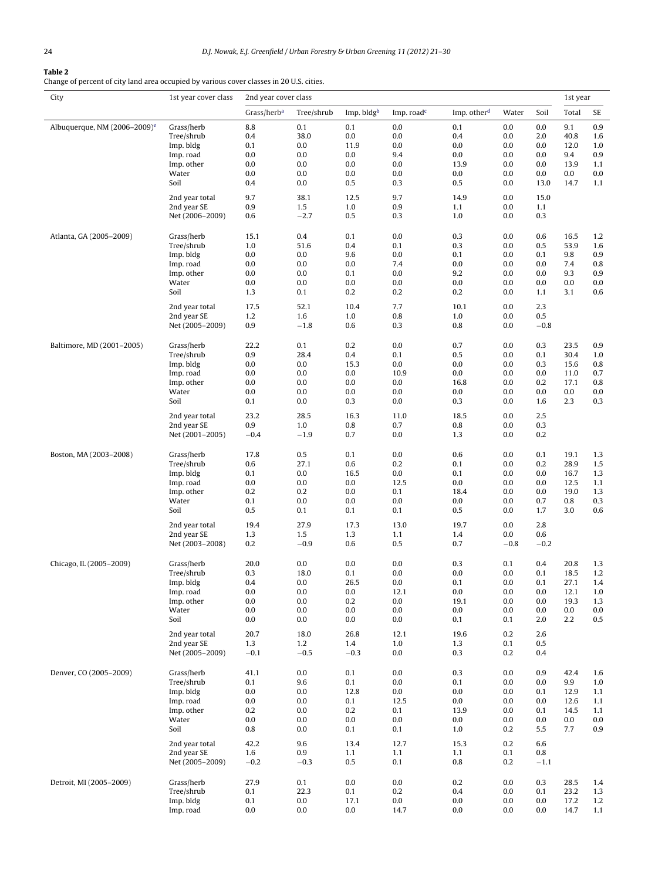**Table 2**
Change of percent of city land area occupied by various cover classes in 20 U.S. cities.

| City | 1st year cover class | 2nd year cover class | | | | | | | 1st year | |
|---|---|---|---|---|---|---|---|---|---|---|
| | | Grass/herb[a] | Tree/shrub | Imp. bldg[b] | Imp. road[c] | Imp. other[d] | Water | Soil | Total | SE |
| Albuquerque, NM (2006–2009)[e] | Grass/herb | 8.8 | 0.1 | 0.1 | 0.0 | 0.1 | 0.0 | 0.0 | 9.1 | 0.9 |
| | Tree/shrub | 0.4 | 38.0 | 0.0 | 0.0 | 0.4 | 0.0 | 2.0 | 40.8 | 1.6 |
| | Imp. bldg | 0.1 | 0.0 | 11.9 | 0.0 | 0.0 | 0.0 | 0.0 | 12.0 | 1.0 |
| | Imp. road | 0.0 | 0.0 | 0.0 | 9.4 | 0.0 | 0.0 | 0.0 | 9.4 | 0.9 |
| | Imp. other | 0.0 | 0.0 | 0.0 | 0.0 | 13.9 | 0.0 | 0.0 | 13.9 | 1.1 |
| | Water | 0.0 | 0.0 | 0.0 | 0.0 | 0.0 | 0.0 | 0.0 | 0.0 | 0.0 |
| | Soil | 0.4 | 0.0 | 0.5 | 0.3 | 0.5 | 0.0 | 13.0 | 14.7 | 1.1 |
| | 2nd year total | 9.7 | 38.1 | 12.5 | 9.7 | 14.9 | 0.0 | 15.0 | | |
| | 2nd year SE | 0.9 | 1.5 | 1.0 | 0.9 | 1.1 | 0.0 | 1.1 | | |
| | Net (2006–2009) | 0.6 | −2.7 | 0.5 | 0.3 | 1.0 | 0.0 | 0.3 | | |
| Atlanta, GA (2005–2009) | Grass/herb | 15.1 | 0.4 | 0.1 | 0.0 | 0.3 | 0.0 | 0.6 | 16.5 | 1.2 |
| | Tree/shrub | 1.0 | 51.6 | 0.4 | 0.1 | 0.3 | 0.0 | 0.5 | 53.9 | 1.6 |
| | Imp. bldg | 0.0 | 0.0 | 9.6 | 0.0 | 0.1 | 0.0 | 0.1 | 9.8 | 0.9 |
| | Imp. road | 0.0 | 0.0 | 0.0 | 7.4 | 0.0 | 0.0 | 0.0 | 7.4 | 0.8 |
| | Imp. other | 0.0 | 0.0 | 0.1 | 0.0 | 9.2 | 0.0 | 0.0 | 9.3 | 0.9 |
| | Water | 0.0 | 0.0 | 0.0 | 0.0 | 0.0 | 0.0 | 0.0 | 0.0 | 0.0 |
| | Soil | 1.3 | 0.1 | 0.2 | 0.2 | 0.2 | 0.0 | 1.1 | 3.1 | 0.6 |
| | 2nd year total | 17.5 | 52.1 | 10.4 | 7.7 | 10.1 | 0.0 | 2.3 | | |
| | 2nd year SE | 1.2 | 1.6 | 1.0 | 0.8 | 1.0 | 0.0 | 0.5 | | |
| | Net (2005–2009) | 0.9 | −1.8 | 0.6 | 0.3 | 0.8 | 0.0 | −0.8 | | |
| Baltimore, MD (2001–2005) | Grass/herb | 22.2 | 0.1 | 0.2 | 0.0 | 0.7 | 0.0 | 0.3 | 23.5 | 0.9 |
| | Tree/shrub | 0.9 | 28.4 | 0.4 | 0.1 | 0.5 | 0.0 | 0.1 | 30.4 | 1.0 |
| | Imp. bldg | 0.0 | 0.0 | 15.3 | 0.0 | 0.0 | 0.0 | 0.3 | 15.6 | 0.8 |
| | Imp. road | 0.0 | 0.0 | 0.0 | 10.9 | 0.0 | 0.0 | 0.0 | 11.0 | 0.7 |
| | Imp. other | 0.0 | 0.0 | 0.0 | 0.0 | 16.8 | 0.0 | 0.2 | 17.1 | 0.8 |
| | Water | 0.0 | 0.0 | 0.0 | 0.0 | 0.0 | 0.0 | 0.0 | 0.0 | 0.0 |
| | Soil | 0.1 | 0.0 | 0.3 | 0.0 | 0.3 | 0.0 | 1.6 | 2.3 | 0.3 |
| | 2nd year total | 23.2 | 28.5 | 16.3 | 11.0 | 18.5 | 0.0 | 2.5 | | |
| | 2nd year SE | 0.9 | 1.0 | 0.8 | 0.7 | 0.8 | 0.0 | 0.3 | | |
| | Net (2001–2005) | −0.4 | −1.9 | 0.7 | 0.0 | 1.3 | 0.0 | 0.2 | | |
| Boston, MA (2003–2008) | Grass/herb | 17.8 | 0.5 | 0.1 | 0.0 | 0.6 | 0.0 | 0.1 | 19.1 | 1.3 |
| | Tree/shrub | 0.6 | 27.1 | 0.6 | 0.2 | 0.1 | 0.0 | 0.2 | 28.9 | 1.5 |
| | Imp. bldg | 0.1 | 0.0 | 16.5 | 0.0 | 0.1 | 0.0 | 0.0 | 16.7 | 1.3 |
| | Imp. road | 0.0 | 0.0 | 0.0 | 12.5 | 0.0 | 0.0 | 0.0 | 12.5 | 1.1 |
| | Imp. other | 0.2 | 0.2 | 0.0 | 0.1 | 18.4 | 0.0 | 0.0 | 19.0 | 1.3 |
| | Water | 0.1 | 0.0 | 0.0 | 0.0 | 0.0 | 0.0 | 0.7 | 0.8 | 0.3 |
| | Soil | 0.5 | 0.1 | 0.1 | 0.1 | 0.5 | 0.0 | 1.7 | 3.0 | 0.6 |
| | 2nd year total | 19.4 | 27.9 | 17.3 | 13.0 | 19.7 | 0.0 | 2.8 | | |
| | 2nd year SE | 1.3 | 1.5 | 1.3 | 1.1 | 1.4 | 0.0 | 0.6 | | |
| | Net (2003–2008) | 0.2 | −0.9 | 0.6 | 0.5 | 0.7 | −0.8 | −0.2 | | |
| Chicago, IL (2005–2009) | Grass/herb | 20.0 | 0.0 | 0.0 | 0.0 | 0.3 | 0.1 | 0.4 | 20.8 | 1.3 |
| | Tree/shrub | 0.3 | 18.0 | 0.1 | 0.0 | 0.0 | 0.0 | 0.1 | 18.5 | 1.2 |
| | Imp. bldg | 0.4 | 0.0 | 26.5 | 0.0 | 0.1 | 0.0 | 0.1 | 27.1 | 1.4 |
| | Imp. road | 0.0 | 0.0 | 0.0 | 12.1 | 0.0 | 0.0 | 0.0 | 12.1 | 1.0 |
| | Imp. other | 0.0 | 0.0 | 0.2 | 0.0 | 19.1 | 0.0 | 0.0 | 19.3 | 1.3 |
| | Water | 0.0 | 0.0 | 0.0 | 0.0 | 0.0 | 0.0 | 0.0 | 0.0 | 0.0 |
| | Soil | 0.0 | 0.0 | 0.0 | 0.0 | 0.1 | 0.1 | 2.0 | 2.2 | 0.5 |
| | 2nd year total | 20.7 | 18.0 | 26.8 | 12.1 | 19.6 | 0.2 | 2.6 | | |
| | 2nd year SE | 1.3 | 1.2 | 1.4 | 1.0 | 1.3 | 0.1 | 0.5 | | |
| | Net (2005–2009) | −0.1 | −0.5 | −0.3 | 0.0 | 0.3 | 0.2 | 0.4 | | |
| Denver, CO (2005–2009) | Grass/herb | 41.1 | 0.0 | 0.1 | 0.0 | 0.3 | 0.0 | 0.9 | 42.4 | 1.6 |
| | Tree/shrub | 0.1 | 9.6 | 0.1 | 0.0 | 0.1 | 0.0 | 0.0 | 9.9 | 1.0 |
| | Imp. bldg | 0.0 | 0.0 | 12.8 | 0.0 | 0.0 | 0.0 | 0.1 | 12.9 | 1.1 |
| | Imp. road | 0.0 | 0.0 | 0.1 | 12.5 | 0.0 | 0.0 | 0.0 | 12.6 | 1.1 |
| | Imp. other | 0.2 | 0.0 | 0.2 | 0.1 | 13.9 | 0.0 | 0.1 | 14.5 | 1.1 |
| | Water | 0.0 | 0.0 | 0.0 | 0.0 | 0.0 | 0.0 | 0.0 | 0.0 | 0.0 |
| | Soil | 0.8 | 0.0 | 0.1 | 0.1 | 1.0 | 0.2 | 5.5 | 7.7 | 0.9 |
| | 2nd year total | 42.2 | 9.6 | 13.4 | 12.7 | 15.3 | 0.2 | 6.6 | | |
| | 2nd year SE | 1.6 | 0.9 | 1.1 | 1.1 | 1.1 | 0.1 | 0.8 | | |
| | Net (2005–2009) | −0.2 | −0.3 | 0.5 | 0.1 | 0.8 | 0.2 | −1.1 | | |
| Detroit, MI (2005–2009) | Grass/herb | 27.9 | 0.1 | 0.0 | 0.0 | 0.2 | 0.0 | 0.3 | 28.5 | 1.4 |
| | Tree/shrub | 0.1 | 22.3 | 0.1 | 0.2 | 0.4 | 0.0 | 0.1 | 23.2 | 1.3 |
| | Imp. bldg | 0.1 | 0.0 | 17.1 | 0.0 | 0.0 | 0.0 | 0.0 | 17.2 | 1.2 |
| | Imp. road | 0.0 | 0.0 | 0.0 | 14.7 | 0.0 | 0.0 | 0.0 | 14.7 | 1.1 |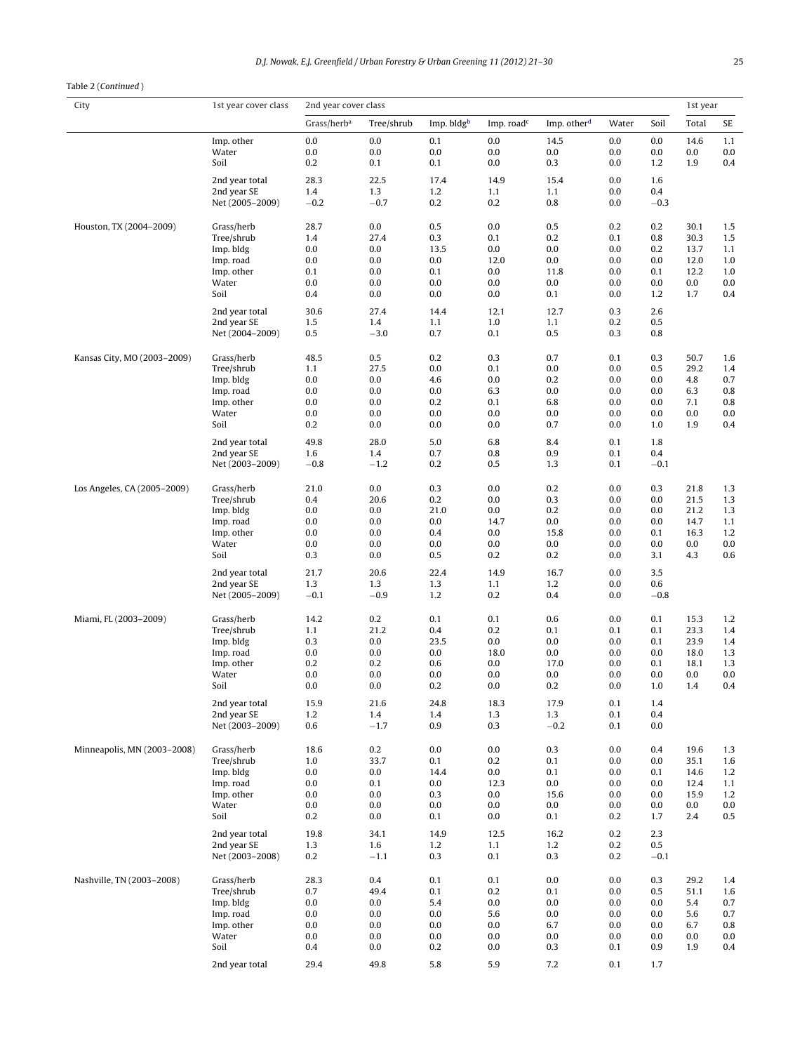Table 2 (*Continued*)

| City | 1st year cover class | 2nd year cover class | | | | | | | 1st year | |
|---|---|---|---|---|---|---|---|---|---|---|
| | | Grass/herb[a] | Tree/shrub | Imp. bldg[b] | Imp. road[c] | Imp. other[d] | Water | Soil | Total | SE |
| | Imp. other | 0.0 | 0.0 | 0.1 | 0.0 | 14.5 | 0.0 | 0.0 | 14.6 | 1.1 |
| | Water | 0.0 | 0.0 | 0.0 | 0.0 | 0.0 | 0.0 | 0.0 | 0.0 | 0.0 |
| | Soil | 0.2 | 0.1 | 0.1 | 0.0 | 0.3 | 0.0 | 1.2 | 1.9 | 0.4 |
| | 2nd year total | 28.3 | 22.5 | 17.4 | 14.9 | 15.4 | 0.0 | 1.6 | | |
| | 2nd year SE | 1.4 | 1.3 | 1.2 | 1.1 | 1.1 | 0.0 | 0.4 | | |
| | Net (2005–2009) | −0.2 | −0.7 | 0.2 | 0.2 | 0.8 | 0.0 | −0.3 | | |
| Houston, TX (2004–2009) | Grass/herb | 28.7 | 0.0 | 0.5 | 0.0 | 0.5 | 0.2 | 0.2 | 30.1 | 1.5 |
| | Tree/shrub | 1.4 | 27.4 | 0.3 | 0.1 | 0.2 | 0.1 | 0.8 | 30.3 | 1.5 |
| | Imp. bldg | 0.0 | 0.0 | 13.5 | 0.0 | 0.0 | 0.0 | 0.2 | 13.7 | 1.1 |
| | Imp. road | 0.0 | 0.0 | 0.0 | 12.0 | 0.0 | 0.0 | 0.0 | 12.0 | 1.0 |
| | Imp. other | 0.1 | 0.0 | 0.1 | 0.0 | 11.8 | 0.0 | 0.1 | 12.2 | 1.0 |
| | Water | 0.0 | 0.0 | 0.0 | 0.0 | 0.0 | 0.0 | 0.0 | 0.0 | 0.0 |
| | Soil | 0.4 | 0.0 | 0.0 | 0.0 | 0.1 | 0.0 | 1.2 | 1.7 | 0.4 |
| | 2nd year total | 30.6 | 27.4 | 14.4 | 12.1 | 12.7 | 0.3 | 2.6 | | |
| | 2nd year SE | 1.5 | 1.4 | 1.1 | 1.0 | 1.1 | 0.2 | 0.5 | | |
| | Net (2004–2009) | 0.5 | −3.0 | 0.7 | 0.1 | 0.5 | 0.3 | 0.8 | | |
| Kansas City, MO (2003–2009) | Grass/herb | 48.5 | 0.5 | 0.2 | 0.3 | 0.7 | 0.1 | 0.3 | 50.7 | 1.6 |
| | Tree/shrub | 1.1 | 27.5 | 0.0 | 0.1 | 0.0 | 0.0 | 0.5 | 29.2 | 1.4 |
| | Imp. bldg | 0.0 | 0.0 | 4.6 | 0.0 | 0.2 | 0.0 | 0.0 | 4.8 | 0.7 |
| | Imp. road | 0.0 | 0.0 | 0.0 | 6.3 | 0.0 | 0.0 | 0.0 | 6.3 | 0.8 |
| | Imp. other | 0.0 | 0.0 | 0.2 | 0.1 | 6.8 | 0.0 | 0.0 | 7.1 | 0.8 |
| | Water | 0.0 | 0.0 | 0.0 | 0.0 | 0.0 | 0.0 | 0.0 | 0.0 | 0.0 |
| | Soil | 0.2 | 0.0 | 0.0 | 0.0 | 0.7 | 0.0 | 1.0 | 1.9 | 0.4 |
| | 2nd year total | 49.8 | 28.0 | 5.0 | 6.8 | 8.4 | 0.1 | 1.8 | | |
| | 2nd year SE | 1.6 | 1.4 | 0.7 | 0.8 | 0.9 | 0.1 | 0.4 | | |
| | Net (2003–2009) | −0.8 | −1.2 | 0.2 | 0.5 | 1.3 | 0.1 | −0.1 | | |
| Los Angeles, CA (2005–2009) | Grass/herb | 21.0 | 0.0 | 0.3 | 0.0 | 0.2 | 0.0 | 0.3 | 21.8 | 1.3 |
| | Tree/shrub | 0.4 | 20.6 | 0.2 | 0.0 | 0.3 | 0.0 | 0.0 | 21.5 | 1.3 |
| | Imp. bldg | 0.0 | 0.0 | 21.0 | 0.0 | 0.2 | 0.0 | 0.0 | 21.2 | 1.3 |
| | Imp. road | 0.0 | 0.0 | 0.0 | 14.7 | 0.0 | 0.0 | 0.0 | 14.7 | 1.1 |
| | Imp. other | 0.0 | 0.0 | 0.4 | 0.0 | 15.8 | 0.0 | 0.1 | 16.3 | 1.2 |
| | Water | 0.0 | 0.0 | 0.0 | 0.0 | 0.0 | 0.0 | 0.0 | 0.0 | 0.0 |
| | Soil | 0.3 | 0.0 | 0.5 | 0.2 | 0.2 | 0.0 | 3.1 | 4.3 | 0.6 |
| | 2nd year total | 21.7 | 20.6 | 22.4 | 14.9 | 16.7 | 0.0 | 3.5 | | |
| | 2nd year SE | 1.3 | 1.3 | 1.3 | 1.1 | 1.2 | 0.0 | 0.6 | | |
| | Net (2005–2009) | −0.1 | −0.9 | 1.2 | 0.2 | 0.4 | 0.0 | −0.8 | | |
| Miami, FL (2003–2009) | Grass/herb | 14.2 | 0.2 | 0.1 | 0.1 | 0.6 | 0.0 | 0.1 | 15.3 | 1.2 |
| | Tree/shrub | 1.1 | 21.2 | 0.4 | 0.2 | 0.1 | 0.1 | 0.1 | 23.3 | 1.4 |
| | Imp. bldg | 0.3 | 0.0 | 23.5 | 0.0 | 0.0 | 0.0 | 0.1 | 23.9 | 1.4 |
| | Imp. road | 0.0 | 0.0 | 0.0 | 18.0 | 0.0 | 0.0 | 0.0 | 18.0 | 1.3 |
| | Imp. other | 0.2 | 0.2 | 0.6 | 0.0 | 17.0 | 0.0 | 0.1 | 18.1 | 1.3 |
| | Water | 0.0 | 0.0 | 0.0 | 0.0 | 0.0 | 0.0 | 0.0 | 0.0 | 0.0 |
| | Soil | 0.0 | 0.0 | 0.2 | 0.0 | 0.2 | 0.0 | 1.0 | 1.4 | 0.4 |
| | 2nd year total | 15.9 | 21.6 | 24.8 | 18.3 | 17.9 | 0.1 | 1.4 | | |
| | 2nd year SE | 1.2 | 1.4 | 1.4 | 1.3 | 1.3 | 0.1 | 0.4 | | |
| | Net (2003–2009) | 0.6 | −1.7 | 0.9 | 0.3 | −0.2 | 0.1 | 0.0 | | |
| Minneapolis, MN (2003–2008) | Grass/herb | 18.6 | 0.2 | 0.0 | 0.0 | 0.3 | 0.0 | 0.4 | 19.6 | 1.3 |
| | Tree/shrub | 1.0 | 33.7 | 0.1 | 0.2 | 0.1 | 0.0 | 0.0 | 35.1 | 1.6 |
| | Imp. bldg | 0.0 | 0.0 | 14.4 | 0.0 | 0.1 | 0.0 | 0.1 | 14.6 | 1.2 |
| | Imp. road | 0.0 | 0.1 | 0.0 | 12.3 | 0.0 | 0.0 | 0.0 | 12.4 | 1.1 |
| | Imp. other | 0.0 | 0.0 | 0.3 | 0.0 | 15.6 | 0.0 | 0.0 | 15.9 | 1.2 |
| | Water | 0.0 | 0.0 | 0.0 | 0.0 | 0.0 | 0.0 | 0.0 | 0.0 | 0.0 |
| | Soil | 0.2 | 0.0 | 0.1 | 0.0 | 0.1 | 0.2 | 1.7 | 2.4 | 0.5 |
| | 2nd year total | 19.8 | 34.1 | 14.9 | 12.5 | 16.2 | 0.2 | 2.3 | | |
| | 2nd year SE | 1.3 | 1.6 | 1.2 | 1.1 | 1.2 | 0.2 | 0.5 | | |
| | Net (2003–2008) | 0.2 | −1.1 | 0.3 | 0.1 | 0.3 | 0.2 | −0.1 | | |
| Nashville, TN (2003–2008) | Grass/herb | 28.3 | 0.4 | 0.1 | 0.1 | 0.0 | 0.0 | 0.3 | 29.2 | 1.4 |
| | Tree/shrub | 0.7 | 49.4 | 0.1 | 0.2 | 0.1 | 0.0 | 0.5 | 51.1 | 1.6 |
| | Imp. bldg | 0.0 | 0.0 | 5.4 | 0.0 | 0.0 | 0.0 | 0.0 | 5.4 | 0.7 |
| | Imp. road | 0.0 | 0.0 | 0.0 | 5.6 | 0.0 | 0.0 | 0.0 | 5.6 | 0.7 |
| | Imp. other | 0.0 | 0.0 | 0.0 | 0.0 | 6.7 | 0.0 | 0.0 | 6.7 | 0.8 |
| | Water | 0.0 | 0.0 | 0.0 | 0.0 | 0.0 | 0.0 | 0.0 | 0.0 | 0.0 |
| | Soil | 0.4 | 0.0 | 0.2 | 0.0 | 0.3 | 0.1 | 0.9 | 1.9 | 0.4 |
| | 2nd year total | 29.4 | 49.8 | 5.8 | 5.9 | 7.2 | 0.1 | 1.7 | | |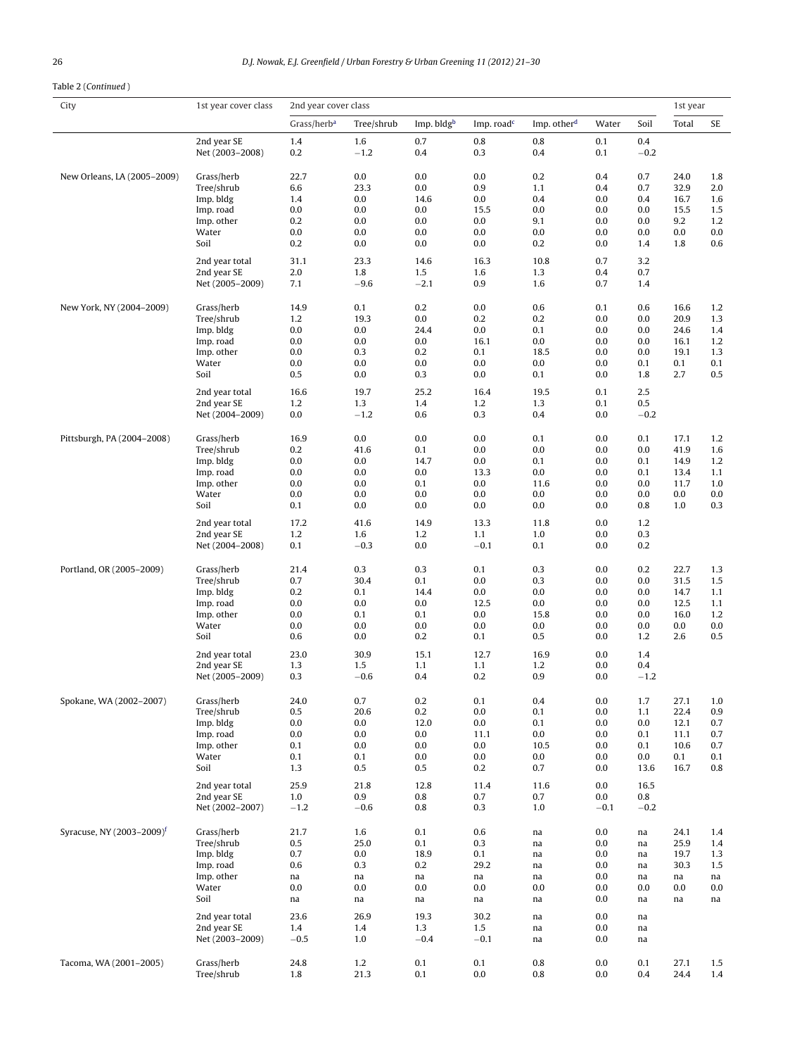Table 2 (*Continued*)

| City | 1st year cover class | 2nd year cover class | | | | | | | 1st year | |
|---|---|---|---|---|---|---|---|---|---|---|
| | | Grass/herb[a] | Tree/shrub | Imp. bldg[b] | Imp. road[c] | Imp. other[d] | Water | Soil | Total | SE |
| | 2nd year SE | 1.4 | 1.6 | 0.7 | 0.8 | 0.8 | 0.1 | 0.4 | | |
| | Net (2003–2008) | 0.2 | −1.2 | 0.4 | 0.3 | 0.4 | 0.1 | −0.2 | | |
| New Orleans, LA (2005–2009) | Grass/herb | 22.7 | 0.0 | 0.0 | 0.0 | 0.2 | 0.4 | 0.7 | 24.0 | 1.8 |
| | Tree/shrub | 6.6 | 23.3 | 0.0 | 0.9 | 1.1 | 0.4 | 0.7 | 32.9 | 2.0 |
| | Imp. bldg | 1.4 | 0.0 | 14.6 | 0.0 | 0.4 | 0.0 | 0.4 | 16.7 | 1.6 |
| | Imp. road | 0.0 | 0.0 | 0.0 | 15.5 | 0.0 | 0.0 | 0.0 | 15.5 | 1.5 |
| | Imp. other | 0.2 | 0.0 | 0.0 | 0.0 | 9.1 | 0.0 | 0.0 | 9.2 | 1.2 |
| | Water | 0.0 | 0.0 | 0.0 | 0.0 | 0.0 | 0.0 | 0.0 | 0.0 | 0.0 |
| | Soil | 0.2 | 0.0 | 0.0 | 0.0 | 0.2 | 0.0 | 1.4 | 1.8 | 0.6 |
| | 2nd year total | 31.1 | 23.3 | 14.6 | 16.3 | 10.8 | 0.7 | 3.2 | | |
| | 2nd year SE | 2.0 | 1.8 | 1.5 | 1.6 | 1.3 | 0.4 | 0.7 | | |
| | Net (2005–2009) | 7.1 | −9.6 | −2.1 | 0.9 | 1.6 | 0.7 | 1.4 | | |
| New York, NY (2004–2009) | Grass/herb | 14.9 | 0.1 | 0.2 | 0.0 | 0.6 | 0.1 | 0.6 | 16.6 | 1.2 |
| | Tree/shrub | 1.2 | 19.3 | 0.0 | 0.2 | 0.2 | 0.0 | 0.0 | 20.9 | 1.3 |
| | Imp. bldg | 0.0 | 0.0 | 24.4 | 0.0 | 0.1 | 0.0 | 0.0 | 24.6 | 1.4 |
| | Imp. road | 0.0 | 0.0 | 0.0 | 16.1 | 0.0 | 0.0 | 0.0 | 16.1 | 1.2 |
| | Imp. other | 0.0 | 0.3 | 0.2 | 0.1 | 18.5 | 0.0 | 0.0 | 19.1 | 1.3 |
| | Water | 0.0 | 0.0 | 0.0 | 0.0 | 0.0 | 0.0 | 0.1 | 0.1 | 0.1 |
| | Soil | 0.5 | 0.0 | 0.3 | 0.0 | 0.1 | 0.0 | 1.8 | 2.7 | 0.5 |
| | 2nd year total | 16.6 | 19.7 | 25.2 | 16.4 | 19.5 | 0.1 | 2.5 | | |
| | 2nd year SE | 1.2 | 1.3 | 1.4 | 1.2 | 1.3 | 0.1 | 0.5 | | |
| | Net (2004–2009) | 0.0 | −1.2 | 0.6 | 0.3 | 0.4 | 0.0 | −0.2 | | |
| Pittsburgh, PA (2004–2008) | Grass/herb | 16.9 | 0.0 | 0.0 | 0.0 | 0.1 | 0.0 | 0.1 | 17.1 | 1.2 |
| | Tree/shrub | 0.2 | 41.6 | 0.1 | 0.0 | 0.0 | 0.0 | 0.0 | 41.9 | 1.6 |
| | Imp. bldg | 0.0 | 0.0 | 14.7 | 0.0 | 0.1 | 0.0 | 0.1 | 14.9 | 1.2 |
| | Imp. road | 0.0 | 0.0 | 0.0 | 13.3 | 0.0 | 0.0 | 0.1 | 13.4 | 1.1 |
| | Imp. other | 0.0 | 0.0 | 0.1 | 0.0 | 11.6 | 0.0 | 0.0 | 11.7 | 1.0 |
| | Water | 0.0 | 0.0 | 0.0 | 0.0 | 0.0 | 0.0 | 0.0 | 0.0 | 0.0 |
| | Soil | 0.1 | 0.0 | 0.0 | 0.0 | 0.0 | 0.0 | 0.8 | 1.0 | 0.3 |
| | 2nd year total | 17.2 | 41.6 | 14.9 | 13.3 | 11.8 | 0.0 | 1.2 | | |
| | 2nd year SE | 1.2 | 1.6 | 1.2 | 1.1 | 1.0 | 0.0 | 0.3 | | |
| | Net (2004–2008) | 0.1 | −0.3 | 0.0 | −0.1 | 0.1 | 0.0 | 0.2 | | |
| Portland, OR (2005–2009) | Grass/herb | 21.4 | 0.3 | 0.3 | 0.1 | 0.3 | 0.0 | 0.2 | 22.7 | 1.3 |
| | Tree/shrub | 0.7 | 30.4 | 0.1 | 0.0 | 0.3 | 0.0 | 0.0 | 31.5 | 1.5 |
| | Imp. bldg | 0.2 | 0.1 | 14.4 | 0.0 | 0.0 | 0.0 | 0.0 | 14.7 | 1.1 |
| | Imp. road | 0.0 | 0.0 | 0.0 | 12.5 | 0.0 | 0.0 | 0.0 | 12.5 | 1.1 |
| | Imp. other | 0.0 | 0.1 | 0.1 | 0.0 | 15.8 | 0.0 | 0.0 | 16.0 | 1.2 |
| | Water | 0.0 | 0.0 | 0.0 | 0.0 | 0.0 | 0.0 | 0.0 | 0.0 | 0.0 |
| | Soil | 0.6 | 0.0 | 0.2 | 0.1 | 0.5 | 0.0 | 1.2 | 2.6 | 0.5 |
| | 2nd year total | 23.0 | 30.9 | 15.1 | 12.7 | 16.9 | 0.0 | 1.4 | | |
| | 2nd year SE | 1.3 | 1.5 | 1.1 | 1.1 | 1.2 | 0.0 | 0.4 | | |
| | Net (2005–2009) | 0.3 | −0.6 | 0.4 | 0.2 | 0.9 | 0.0 | −1.2 | | |
| Spokane, WA (2002–2007) | Grass/herb | 24.0 | 0.7 | 0.2 | 0.1 | 0.4 | 0.0 | 1.7 | 27.1 | 1.0 |
| | Tree/shrub | 0.5 | 20.6 | 0.2 | 0.0 | 0.1 | 0.0 | 1.1 | 22.4 | 0.9 |
| | Imp. bldg | 0.0 | 0.0 | 12.0 | 0.0 | 0.1 | 0.0 | 0.0 | 12.1 | 0.7 |
| | Imp. road | 0.0 | 0.0 | 0.0 | 11.1 | 0.0 | 0.0 | 0.1 | 11.1 | 0.7 |
| | Imp. other | 0.1 | 0.0 | 0.0 | 0.0 | 10.5 | 0.0 | 0.1 | 10.6 | 0.7 |
| | Water | 0.1 | 0.1 | 0.0 | 0.0 | 0.0 | 0.0 | 0.0 | 0.1 | 0.1 |
| | Soil | 1.3 | 0.5 | 0.5 | 0.2 | 0.7 | 0.0 | 13.6 | 16.7 | 0.8 |
| | 2nd year total | 25.9 | 21.8 | 12.8 | 11.4 | 11.6 | 0.0 | 16.5 | | |
| | 2nd year SE | 1.0 | 0.9 | 0.8 | 0.7 | 0.7 | 0.0 | 0.8 | | |
| | Net (2002–2007) | −1.2 | −0.6 | 0.8 | 0.3 | 1.0 | −0.1 | −0.2 | | |
| Syracuse, NY (2003–2009)[f] | Grass/herb | 21.7 | 1.6 | 0.1 | 0.6 | na | 0.0 | na | 24.1 | 1.4 |
| | Tree/shrub | 0.5 | 25.0 | 0.1 | 0.3 | na | 0.0 | na | 25.9 | 1.4 |
| | Imp. bldg | 0.7 | 0.0 | 18.9 | 0.1 | na | 0.0 | na | 19.7 | 1.3 |
| | Imp. road | 0.6 | 0.3 | 0.2 | 29.2 | na | 0.0 | na | 30.3 | 1.5 |
| | Imp. other | na | na | na | na | na | 0.0 | na | na | na |
| | Water | 0.0 | 0.0 | 0.0 | 0.0 | 0.0 | 0.0 | 0.0 | 0.0 | 0.0 |
| | Soil | na | na | na | na | na | 0.0 | na | na | na |
| | 2nd year total | 23.6 | 26.9 | 19.3 | 30.2 | na | 0.0 | na | | |
| | 2nd year SE | 1.4 | 1.4 | 1.3 | 1.5 | na | 0.0 | na | | |
| | Net (2003–2009) | −0.5 | 1.0 | −0.4 | −0.1 | na | 0.0 | na | | |
| Tacoma, WA (2001–2005) | Grass/herb | 24.8 | 1.2 | 0.1 | 0.1 | 0.8 | 0.0 | 0.1 | 27.1 | 1.5 |
| | Tree/shrub | 1.8 | 21.3 | 0.1 | 0.0 | 0.8 | 0.0 | 0.4 | 24.4 | 1.4 |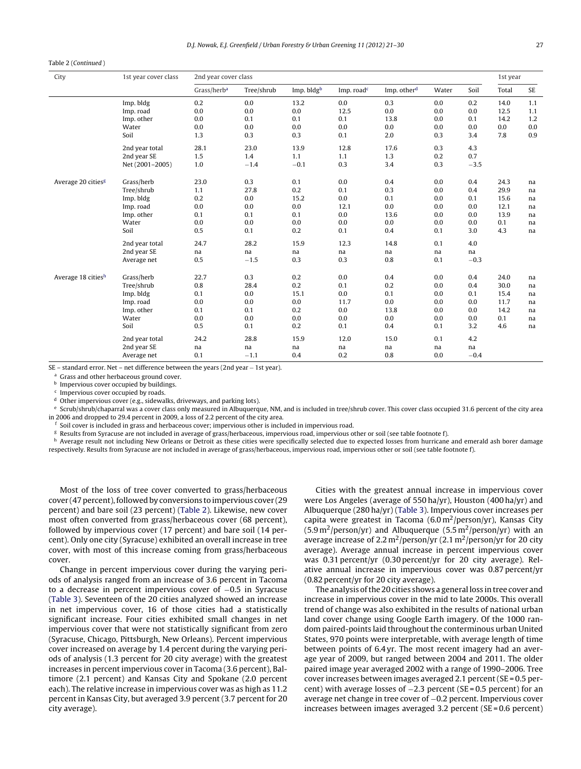Table 2 (Continued)

| City | 1st year cover class | 2nd year cover class | | | | | | | 1st year | |
|---|---|---|---|---|---|---|---|---|---|---|
| | | Grass/herb[a] | Tree/shrub | Imp. bldg[b] | Imp. road[c] | Imp. other[d] | Water | Soil | Total | SE |
| | Imp. bldg | 0.2 | 0.0 | 13.2 | 0.0 | 0.3 | 0.0 | 0.2 | 14.0 | 1.1 |
| | Imp. road | 0.0 | 0.0 | 0.0 | 12.5 | 0.0 | 0.0 | 0.0 | 12.5 | 1.1 |
| | Imp. other | 0.0 | 0.1 | 0.1 | 0.1 | 13.8 | 0.0 | 0.1 | 14.2 | 1.2 |
| | Water | 0.0 | 0.0 | 0.0 | 0.0 | 0.0 | 0.0 | 0.0 | 0.0 | 0.0 |
| | Soil | 1.3 | 0.3 | 0.3 | 0.1 | 2.0 | 0.3 | 3.4 | 7.8 | 0.9 |
| | 2nd year total | 28.1 | 23.0 | 13.9 | 12.8 | 17.6 | 0.3 | 4.3 | | |
| | 2nd year SE | 1.5 | 1.4 | 1.1 | 1.1 | 1.3 | 0.2 | 0.7 | | |
| | Net (2001–2005) | 1.0 | −1.4 | −0.1 | 0.3 | 3.4 | 0.3 | −3.5 | | |
| Average 20 cities[g] | Grass/herb | 23.0 | 0.3 | 0.1 | 0.0 | 0.4 | 0.0 | 0.4 | 24.3 | na |
| | Tree/shrub | 1.1 | 27.8 | 0.2 | 0.1 | 0.3 | 0.0 | 0.4 | 29.9 | na |
| | Imp. bldg | 0.2 | 0.0 | 15.2 | 0.0 | 0.1 | 0.0 | 0.1 | 15.6 | na |
| | Imp. road | 0.0 | 0.0 | 0.0 | 12.1 | 0.0 | 0.0 | 0.0 | 12.1 | na |
| | Imp. other | 0.1 | 0.1 | 0.1 | 0.0 | 13.6 | 0.0 | 0.0 | 13.9 | na |
| | Water | 0.0 | 0.0 | 0.0 | 0.0 | 0.0 | 0.0 | 0.0 | 0.1 | na |
| | Soil | 0.5 | 0.1 | 0.2 | 0.1 | 0.4 | 0.1 | 3.0 | 4.3 | na |
| | 2nd year total | 24.7 | 28.2 | 15.9 | 12.3 | 14.8 | 0.1 | 4.0 | | |
| | 2nd year SE | na | na | na | na | na | na | na | | |
| | Average net | 0.5 | −1.5 | 0.3 | 0.3 | 0.8 | 0.1 | −0.3 | | |
| Average 18 cities[h] | Grass/herb | 22.7 | 0.3 | 0.2 | 0.0 | 0.4 | 0.0 | 0.4 | 24.0 | na |
| | Tree/shrub | 0.8 | 28.4 | 0.2 | 0.1 | 0.2 | 0.0 | 0.4 | 30.0 | na |
| | Imp. bldg | 0.1 | 0.0 | 15.1 | 0.0 | 0.1 | 0.0 | 0.1 | 15.4 | na |
| | Imp. road | 0.0 | 0.0 | 0.0 | 11.7 | 0.0 | 0.0 | 0.0 | 11.7 | na |
| | Imp. other | 0.1 | 0.1 | 0.2 | 0.0 | 13.8 | 0.0 | 0.0 | 14.2 | na |
| | Water | 0.0 | 0.0 | 0.0 | 0.0 | 0.0 | 0.0 | 0.0 | 0.1 | na |
| | Soil | 0.5 | 0.1 | 0.2 | 0.1 | 0.4 | 0.1 | 3.2 | 4.6 | na |
| | 2nd year total | 24.2 | 28.8 | 15.9 | 12.0 | 15.0 | 0.1 | 4.2 | | |
| | 2nd year SE | na | na | na | na | na | na | na | | |
| | Average net | 0.1 | −1.1 | 0.4 | 0.2 | 0.8 | 0.0 | −0.4 | | |

SE – standard error. Net – net difference between the years (2nd year − 1st year).

[a] Grass and other herbaceous ground cover.

[b] Impervious cover occupied by buildings.

[c] Impervious cover occupied by roads.

[d] Other impervious cover (e.g., sidewalks, driveways, and parking lots).

[e] Scrub/shrub/chaparral was a cover class only measured in Albuquerque, NM, and is included in tree/shrub cover. This cover class occupied 31.6 percent of the city area in 2006 and dropped to 29.4 percent in 2009, a loss of 2.2 percent of the city area.

[f] Soil cover is included in grass and herbaceous cover; impervious other is included in impervious road.

[g] Results from Syracuse are not included in average of grass/herbaceous, impervious road, impervious other or soil (see table footnote f).

[h] Average result not including New Orleans or Detroit as these cities were specifically selected due to expected losses from hurricane and emerald ash borer damage respectively. Results from Syracuse are not included in average of grass/herbaceous, impervious road, impervious other or soil (see table footnote f).

Most of the loss of tree cover converted to grass/herbaceous cover (47 percent), followed by conversions to impervious cover (29 percent) and bare soil (23 percent) (Table 2). Likewise, new cover most often converted from grass/herbaceous cover (68 percent), followed by impervious cover (17 percent) and bare soil (14 percent). Only one city (Syracuse) exhibited an overall increase in tree cover, with most of this increase coming from grass/herbaceous cover.

Change in percent impervious cover during the varying periods of analysis ranged from an increase of 3.6 percent in Tacoma to a decrease in percent impervious cover of −0.5 in Syracuse (Table 3). Seventeen of the 20 cities analyzed showed an increase in net impervious cover, 16 of those cities had a statistically significant increase. Four cities exhibited small changes in net impervious cover that were not statistically significant from zero (Syracuse, Chicago, Pittsburgh, New Orleans). Percent impervious cover increased on average by 1.4 percent during the varying periods of analysis (1.3 percent for 20 city average) with the greatest increases in percent impervious cover in Tacoma (3.6 percent), Baltimore (2.1 percent) and Kansas City and Spokane (2.0 percent each). The relative increase in impervious cover was as high as 11.2 percent in Kansas City, but averaged 3.9 percent (3.7 percent for 20 city average).

Cities with the greatest annual increase in impervious cover were Los Angeles (average of 550 ha/yr), Houston (400 ha/yr) and Albuquerque (280 ha/yr) (Table 3). Impervious cover increases per capita were greatest in Tacoma (6.0 $m^2$/person/yr), Kansas City (5.9 $m^2$/person/yr) and Albuquerque (5.5 $m^2$/person/yr) with an average increase of 2.2 $m^2$/person/yr (2.1 $m^2$/person/yr for 20 city average). Average annual increase in percent impervious cover was 0.31 percent/yr (0.30 percent/yr for 20 city average). Relative annual increase in impervious cover was 0.87 percent/yr (0.82 percent/yr for 20 city average).

The analysis of the 20 cities shows a general loss in tree cover and increase in impervious cover in the mid to late 2000s. This overall trend of change was also exhibited in the results of national urban land cover change using Google Earth imagery. Of the 1000 random paired-points laid throughout the conterminous urban United States, 970 points were interpretable, with average length of time between points of 6.4 yr. The most recent imagery had an average year of 2009, but ranged between 2004 and 2011. The older paired image year averaged 2002 with a range of 1990–2006. Tree cover increases between images averaged 2.1 percent (SE = 0.5 percent) with average losses of −2.3 percent (SE = 0.5 percent) for an average net change in tree cover of −0.2 percent. Impervious cover increases between images averaged 3.2 percent (SE = 0.6 percent)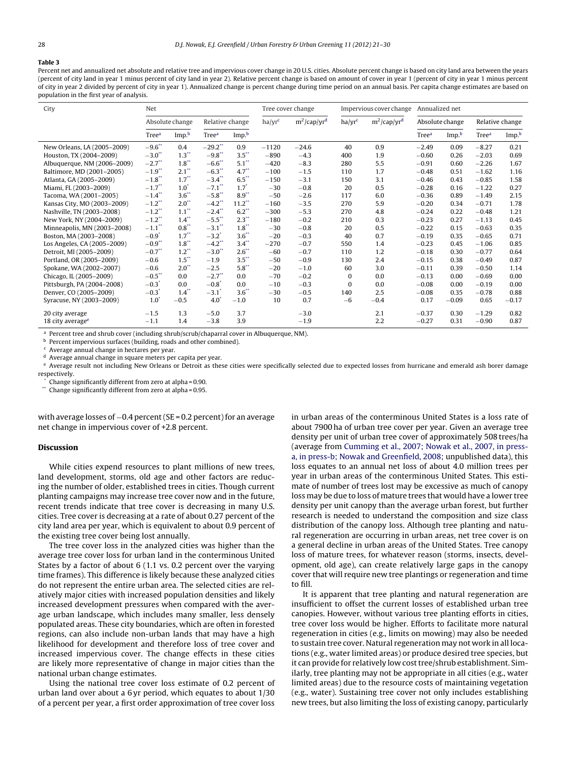**Table 3**

Percent net and annualized net absolute and relative tree and impervious cover change in 20 U.S. cities. Absolute percent change is based on city land area between the years (percent of city land in year 1 minus percent of city land in year 2). Relative percent change is based on amount of cover in year 1 (percent of city in year 1 minus percent of city in year 2 divided by percent of city in year 1). Annualized change is percent change during time period on an annual basis. Per capita change estimates are based on population in the first year of analysis.

| City | Net | | | | Tree cover change | | Impervious cover change | | Annualized net | | | |
|---|---|---|---|---|---|---|---|---|---|---|---|---|
| | Absolute change | | Relative change | | ha/yr[c] | m²/cap/yr[d] | ha/yr[c] | m²/cap/yr[d] | Absolute change | | Relative change | |
| | Tree[a] | Imp.[b] | Tree[a] | Imp.[b] | | | | | Tree[a] | Imp.[b] | Tree[a] | Imp.[b] |
| New Orleans, LA (2005–2009) | −9.6** | 0.4 | −29.2** | 0.9 | −1120 | −24.6 | 40 | 0.9 | −2.49 | 0.09 | −8.27 | 0.21 |
| Houston, TX (2004–2009) | −3.0** | 1.3** | −9.8** | 3.5** | −890 | −4.3 | 400 | 1.9 | −0.60 | 0.26 | −2.03 | 0.69 |
| Albuquerque, NM (2006–2009) | −2.7** | 1.8** | −6.6** | 5.1** | −420 | −8.3 | 280 | 5.5 | −0.91 | 0.60 | −2.26 | 1.67 |
| Baltimore, MD (2001–2005) | −1.9** | 2.1** | −6.3** | 4.7** | −100 | −1.5 | 110 | 1.7 | −0.48 | 0.51 | −1.62 | 1.16 |
| Atlanta, GA (2005–2009) | −1.8** | 1.7** | −3.4** | 6.5** | −150 | −3.1 | 150 | 3.1 | −0.46 | 0.43 | −0.85 | 1.58 |
| Miami, FL (2003–2009) | −1.7** | 1.0* | −7.1** | 1.7* | −30 | −0.8 | 20 | 0.5 | −0.28 | 0.16 | −1.22 | 0.27 |
| Tacoma, WA (2001–2005) | −1.4** | 3.6** | −5.8** | 8.9** | −50 | −2.6 | 117 | 6.0 | −0.36 | 0.89 | −1.49 | 2.15 |
| Kansas City, MO (2003–2009) | −1.2** | 2.0** | −4.2** | 11.2** | −160 | −3.5 | 270 | 5.9 | −0.20 | 0.34 | −0.71 | 1.78 |
| Nashville, TN (2003–2008) | −1.2** | 1.1** | −2.4** | 6.2** | −300 | −5.3 | 270 | 4.8 | −0.24 | 0.22 | −0.48 | 1.21 |
| New York, NY (2004–2009) | −1.2** | 1.4** | −5.5** | 2.3** | −180 | −0.2 | 210 | 0.3 | −0.23 | 0.27 | −1.13 | 0.45 |
| Minneapolis, MN (2003–2008) | −1.1** | 0.8** | −3.1** | 1.8** | −30 | −0.8 | 20 | 0.5 | −0.22 | 0.15 | −0.63 | 0.35 |
| Boston, MA (2003–2008) | −0.9* | 1.7** | −3.2* | 3.6** | −20 | −0.3 | 40 | 0.7 | −0.19 | 0.35 | −0.65 | 0.71 |
| Los Angeles, CA (2005–2009) | −0.9** | 1.8** | −4.2** | 3.4** | −270 | −0.7 | 550 | 1.4 | −0.23 | 0.45 | −1.06 | 0.85 |
| Detroit, MI (2005–2009) | −0.7** | 1.2** | −3.0** | 2.6** | −60 | −0.7 | 110 | 1.2 | −0.18 | 0.30 | −0.77 | 0.64 |
| Portland, OR (2005–2009) | −0.6 | 1.5** | −1.9 | 3.5** | −50 | −0.9 | 130 | 2.4 | −0.15 | 0.38 | −0.49 | 0.87 |
| Spokane, WA (2002–2007) | −0.6 | 2.0** | −2.5 | 5.8** | −20 | −1.0 | 60 | 3.0 | −0.11 | 0.39 | −0.50 | 1.14 |
| Chicago, IL (2005–2009) | −0.5** | 0.0 | −2.7** | 0.0 | −70 | −0.2 | 0 | 0.0 | −0.13 | 0.00 | −0.69 | 0.00 |
| Pittsburgh, PA (2004–2008) | −0.3* | 0.0 | −0.8* | 0.0 | −10 | −0.3 | 0 | 0.0 | −0.08 | 0.00 | −0.19 | 0.00 |
| Denver, CO (2005–2009) | −0.3* | 1.4** | −3.1* | 3.6** | −30 | −0.5 | 140 | 2.5 | −0.08 | 0.35 | −0.78 | 0.88 |
| Syracuse, NY (2003–2009) | 1.0* | −0.5 | 4.0* | −1.0 | 10 | 0.7 | −6 | −0.4 | 0.17 | −0.09 | 0.65 | −0.17 |
| 20 city average | −1.5 | 1.3 | −5.0 | 3.7 | | −3.0 | | 2.1 | −0.37 | 0.30 | −1.29 | 0.82 |
| 18 city average[e] | −1.1 | 1.4 | −3.8 | 3.9 | | −1.9 | | 2.2 | −0.27 | 0.31 | −0.90 | 0.87 |

[a] Percent tree and shrub cover (including shrub/scrub/chaparral cover in Albuquerque, NM).
[b] Percent impervious surfaces (building, roads and other combined).
[c] Average annual change in hectares per year.
[d] Average annual change in square meters per capita per year.
[e] Average result not including New Orleans or Detroit as these cities were specifically selected due to expected losses from hurricane and emerald ash borer damage respectively.
\* Change significantly different from zero at alpha = 0.90.
\*\* Change significantly different from zero at alpha = 0.95.

with average losses of −0.4 percent (SE = 0.2 percent) for an average net change in impervious cover of +2.8 percent.

## Discussion

While cities expend resources to plant millions of new trees, land development, storms, old age and other factors are reducing the number of older, established trees in cities. Though current planting campaigns may increase tree cover now and in the future, recent trends indicate that tree cover is decreasing in many U.S. cities. Tree cover is decreasing at a rate of about 0.27 percent of the city land area per year, which is equivalent to about 0.9 percent of the existing tree cover being lost annually.

The tree cover loss in the analyzed cities was higher than the average tree cover loss for urban land in the conterminous United States by a factor of about 6 (1.1 vs. 0.2 percent over the varying time frames). This difference is likely because these analyzed cities do not represent the entire urban area. The selected cities are relatively major cities with increased population densities and likely increased development pressures when compared with the average urban landscape, which includes many smaller, less densely populated areas. These city boundaries, which are often in forested regions, can also include non-urban lands that may have a high likelihood for development and therefore loss of tree cover and increased impervious cover. The change effects in these cities are likely more representative of change in major cities than the national urban change estimates.

Using the national tree cover loss estimate of 0.2 percent of urban land over about a 6 yr period, which equates to about 1/30 of a percent per year, a first order approximation of tree cover loss in urban areas of the conterminous United States is a loss rate of about 7900 ha of urban tree cover per year. Given an average tree density per unit of urban tree cover of approximately 508 trees/ha (average from Cumming et al., 2007; Nowak et al., 2007, in press-a, in press-b; Nowak and Greenfield, 2008; unpublished data), this loss equates to an annual net loss of about 4.0 million trees per year in urban areas of the conterminous United States. This estimate of number of trees lost may be excessive as much of canopy loss may be due to loss of mature trees that would have a lower tree density per unit canopy than the average urban forest, but further research is needed to understand the composition and size class distribution of the canopy loss. Although tree planting and natural regeneration are occurring in urban areas, net tree cover is on a general decline in urban areas of the United States. Tree canopy loss of mature trees, for whatever reason (storms, insects, development, old age), can create relatively large gaps in the canopy cover that will require new tree plantings or regeneration and time to fill.

It is apparent that tree planting and natural regeneration are insufficient to offset the current losses of established urban tree canopies. However, without various tree planting efforts in cities, tree cover loss would be higher. Efforts to facilitate more natural regeneration in cities (e.g., limits on mowing) may also be needed to sustain tree cover. Natural regeneration may not work in all locations (e.g., water limited areas) or produce desired tree species, but it can provide for relatively low cost tree/shrub establishment. Similarly, tree planting may not be appropriate in all cities (e.g., water limited areas) due to the resource costs of maintaining vegetation (e.g., water). Sustaining tree cover not only includes establishing new trees, but also limiting the loss of existing canopy, particularly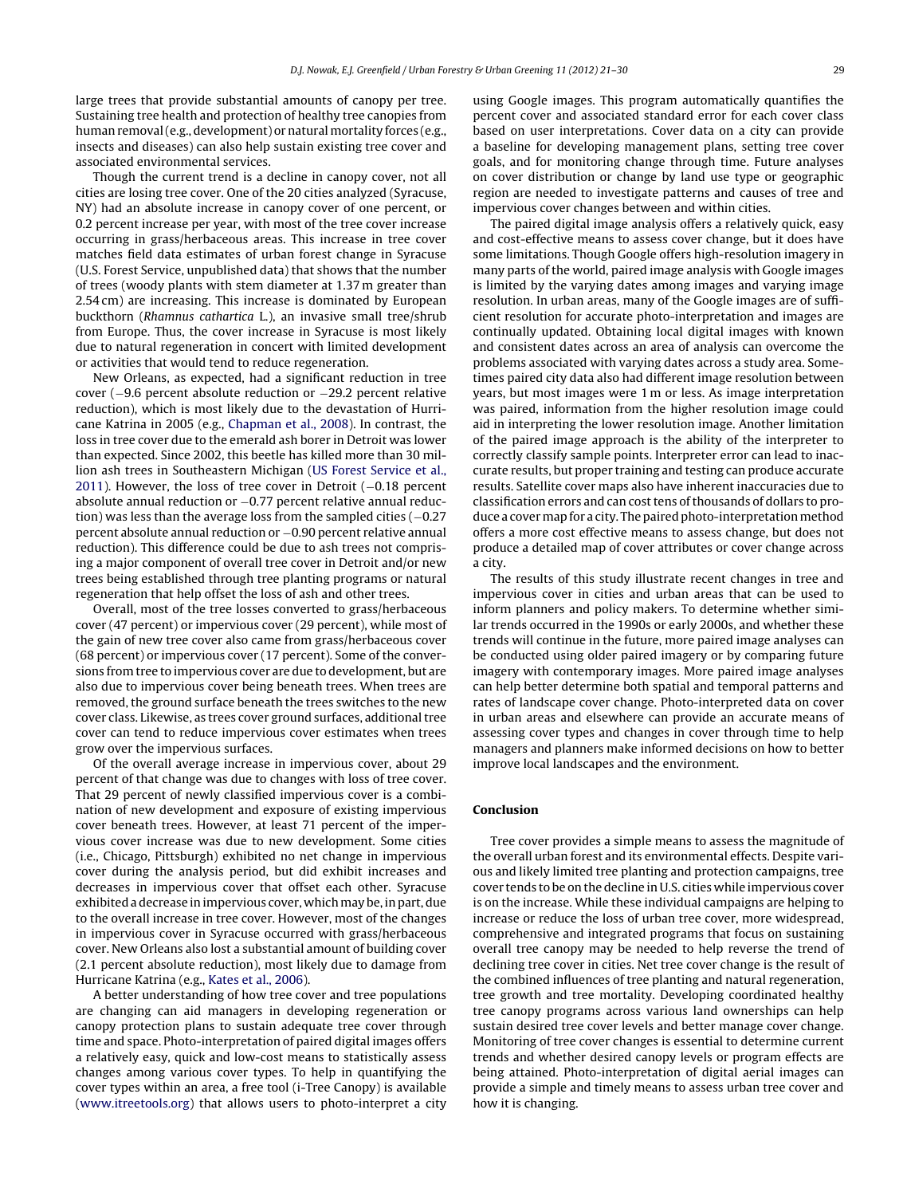large trees that provide substantial amounts of canopy per tree. Sustaining tree health and protection of healthy tree canopies from human removal (e.g., development) or natural mortality forces (e.g., insects and diseases) can also help sustain existing tree cover and associated environmental services.

Though the current trend is a decline in canopy cover, not all cities are losing tree cover. One of the 20 cities analyzed (Syracuse, NY) had an absolute increase in canopy cover of one percent, or 0.2 percent increase per year, with most of the tree cover increase occurring in grass/herbaceous areas. This increase in tree cover matches field data estimates of urban forest change in Syracuse (U.S. Forest Service, unpublished data) that shows that the number of trees (woody plants with stem diameter at 1.37 m greater than 2.54 cm) are increasing. This increase is dominated by European buckthorn (*Rhamnus cathartica* L.), an invasive small tree/shrub from Europe. Thus, the cover increase in Syracuse is most likely due to natural regeneration in concert with limited development or activities that would tend to reduce regeneration.

New Orleans, as expected, had a significant reduction in tree cover (−9.6 percent absolute reduction or −29.2 percent relative reduction), which is most likely due to the devastation of Hurricane Katrina in 2005 (e.g., Chapman et al., 2008). In contrast, the loss in tree cover due to the emerald ash borer in Detroit was lower than expected. Since 2002, this beetle has killed more than 30 million ash trees in Southeastern Michigan (US Forest Service et al., 2011). However, the loss of tree cover in Detroit (−0.18 percent absolute annual reduction or −0.77 percent relative annual reduction) was less than the average loss from the sampled cities (−0.27 percent absolute annual reduction or −0.90 percent relative annual reduction). This difference could be due to ash trees not comprising a major component of overall tree cover in Detroit and/or new trees being established through tree planting programs or natural regeneration that help offset the loss of ash and other trees.

Overall, most of the tree losses converted to grass/herbaceous cover (47 percent) or impervious cover (29 percent), while most of the gain of new tree cover also came from grass/herbaceous cover (68 percent) or impervious cover (17 percent). Some of the conversions from tree to impervious cover are due to development, but are also due to impervious cover being beneath trees. When trees are removed, the ground surface beneath the trees switches to the new cover class. Likewise, as trees cover ground surfaces, additional tree cover can tend to reduce impervious cover estimates when trees grow over the impervious surfaces.

Of the overall average increase in impervious cover, about 29 percent of that change was due to changes with loss of tree cover. That 29 percent of newly classified impervious cover is a combination of new development and exposure of existing impervious cover beneath trees. However, at least 71 percent of the impervious cover increase was due to new development. Some cities (i.e., Chicago, Pittsburgh) exhibited no net change in impervious cover during the analysis period, but did exhibit increases and decreases in impervious cover that offset each other. Syracuse exhibited a decrease in impervious cover, which may be, in part, due to the overall increase in tree cover. However, most of the changes in impervious cover in Syracuse occurred with grass/herbaceous cover. New Orleans also lost a substantial amount of building cover (2.1 percent absolute reduction), most likely due to damage from Hurricane Katrina (e.g., Kates et al., 2006).

A better understanding of how tree cover and tree populations are changing can aid managers in developing regeneration or canopy protection plans to sustain adequate tree cover through time and space. Photo-interpretation of paired digital images offers a relatively easy, quick and low-cost means to statistically assess changes among various cover types. To help in quantifying the cover types within an area, a free tool (i-Tree Canopy) is available (www.itreetools.org) that allows users to photo-interpret a city using Google images. This program automatically quantifies the percent cover and associated standard error for each cover class based on user interpretations. Cover data on a city can provide a baseline for developing management plans, setting tree cover goals, and for monitoring change through time. Future analyses on cover distribution or change by land use type or geographic region are needed to investigate patterns and causes of tree and impervious cover changes between and within cities.

The paired digital image analysis offers a relatively quick, easy and cost-effective means to assess cover change, but it does have some limitations. Though Google offers high-resolution imagery in many parts of the world, paired image analysis with Google images is limited by the varying dates among images and varying image resolution. In urban areas, many of the Google images are of sufficient resolution for accurate photo-interpretation and images are continually updated. Obtaining local digital images with known and consistent dates across an area of analysis can overcome the problems associated with varying dates across a study area. Sometimes paired city data also had different image resolution between years, but most images were 1 m or less. As image interpretation was paired, information from the higher resolution image could aid in interpreting the lower resolution image. Another limitation of the paired image approach is the ability of the interpreter to correctly classify sample points. Interpreter error can lead to inaccurate results, but proper training and testing can produce accurate results. Satellite cover maps also have inherent inaccuracies due to classification errors and can cost tens of thousands of dollars to produce a cover map for a city. The paired photo-interpretation method offers a more cost effective means to assess change, but does not produce a detailed map of cover attributes or cover change across a city.

The results of this study illustrate recent changes in tree and impervious cover in cities and urban areas that can be used to inform planners and policy makers. To determine whether similar trends occurred in the 1990s or early 2000s, and whether these trends will continue in the future, more paired image analyses can be conducted using older paired imagery or by comparing future imagery with contemporary images. More paired image analyses can help better determine both spatial and temporal patterns and rates of landscape cover change. Photo-interpreted data on cover in urban areas and elsewhere can provide an accurate means of assessing cover types and changes in cover through time to help managers and planners make informed decisions on how to better improve local landscapes and the environment.

## Conclusion

Tree cover provides a simple means to assess the magnitude of the overall urban forest and its environmental effects. Despite various and likely limited tree planting and protection campaigns, tree cover tends to be on the decline in U.S. cities while impervious cover is on the increase. While these individual campaigns are helping to increase or reduce the loss of urban tree cover, more widespread, comprehensive and integrated programs that focus on sustaining overall tree canopy may be needed to help reverse the trend of declining tree cover in cities. Net tree cover change is the result of the combined influences of tree planting and natural regeneration, tree growth and tree mortality. Developing coordinated healthy tree canopy programs across various land ownerships can help sustain desired tree cover levels and better manage cover change. Monitoring of tree cover changes is essential to determine current trends and whether desired canopy levels or program effects are being attained. Photo-interpretation of digital aerial images can provide a simple and timely means to assess urban tree cover and how it is changing.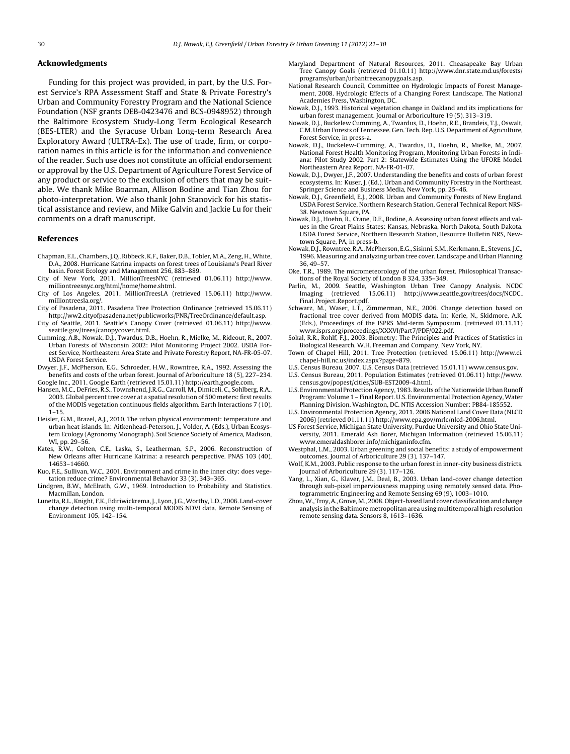## Acknowledgments

Funding for this project was provided, in part, by the U.S. Forest Service's RPA Assessment Staff and State & Private Forestry's Urban and Community Forestry Program and the National Science Foundation (NSF grants DEB-0423476 and BCS-0948952) through the Baltimore Ecosystem Study-Long Term Ecological Research (BES-LTER) and the Syracuse Urban Long-term Research Area Exploratory Award (ULTRA-Ex). The use of trade, firm, or corporation names in this article is for the information and convenience of the reader. Such use does not constitute an official endorsement or approval by the U.S. Department of Agriculture Forest Service of any product or service to the exclusion of others that may be suitable. We thank Mike Boarman, Allison Bodine and Tian Zhou for photo-interpretation. We also thank John Stanovick for his statistical assistance and review, and Mike Galvin and Jackie Lu for their comments on a draft manuscript.

## References

Chapman, E.L., Chambers, J.Q., Ribbeck, K.F., Baker, D.B., Tobler, M.A., Zeng, H., White, D.A., 2008. Hurricane Katrina impacts on forest trees of Louisiana's Pearl River basin. Forest Ecology and Management 256, 883–889.

City of New York, 2011. MillionTreesNYC (retrieved 01.06.11) http://www.milliontreesnyc.org/html/home/home.shtml.

City of Los Angeles, 2011. MillionTreesLA (retrieved 15.06.11) http://www.milliontreesla.org/.

City of Pasadena, 2011. Pasadena Tree Protection Ordinance (retrieved 15.06.11) http://ww2.cityofpasadena.net/publicworks/PNR/TreeOrdinance/default.asp.

City of Seattle, 2011. Seattle's Canopy Cover (retrieved 01.06.11) http://www.seattle.gov/trees/canopycover.html.

Cumming, A.B., Nowak, D.J., Twardus, D.B., Hoehn, R., Mielke, M., Rideout, R., 2007. Urban Forests of Wisconsin 2002: Pilot Monitoring Project 2002. USDA Forest Service, Northeastern Area State and Private Forestry Report, NA-FR-05-07. USDA Forest Service.

Dwyer, J.F., McPherson, E.G., Schroeder, H.W., Rowntree, R.A., 1992. Assessing the benefits and costs of the urban forest. Journal of Arboriculture 18 (5), 227–234.

Google Inc., 2011. Google Earth (retrieved 15.01.11) http://earth.google.com.

Hansen, M.C., DeFries, R.S., Townshend, J.R.G., Carroll, M., Dimiceli, C., Sohlberg, R.A., 2003. Global percent tree cover at a spatial resolution of 500 meters: first results of the MODIS vegetation continuous fields algorithm. Earth Interactions 7 (10), 1–15.

Heisler, G.M., Brazel, A.J., 2010. The urban physical environment: temperature and urban heat islands. In: Aitkenhead-Peterson, J., Volder, A. (Eds.), Urban Ecosystem Ecology (Agronomy Monograph). Soil Science Society of America, Madison, WI, pp. 29–56.

Kates, R.W., Colten, C.E., Laska, S., Leatherman, S.P., 2006. Reconstruction of New Orleans after Hurricane Katrina: a research perspective. PNAS 103 (40), 14653–14660.

Kuo, F.E., Sullivan, W.C., 2001. Environment and crime in the inner city: does vegetation reduce crime? Environmental Behavior 33 (3), 343–365.

Lindgren, B.W., McElrath, G.W., 1969. Introduction to Probability and Statistics. Macmillan, London.

Lunetta, R.L., Knight, F.K., Ediriwickrema, J., Lyon, J.G., Worthy, L.D., 2006. Land-cover change detection using multi-temporal MODIS NDVI data. Remote Sensing of Environment 105, 142–154.

Maryland Department of Natural Resources, 2011. Cheasapeake Bay Urban Tree Canopy Goals (retrieved 01.10.11) http://www.dnr.state.md.us/forests/programs/urban/urbantreecanopygoals.asp.

National Research Council, Committee on Hydrologic Impacts of Forest Management, 2008. Hydrologic Effects of a Changing Forest Landscape. The National Academies Press, Washington, DC.

Nowak, D.J., 1993. Historical vegetation change in Oakland and its implications for urban forest management. Journal or Arboriculture 19 (5), 313–319.

Nowak, D.J., Buckelew Cumming, A., Twardus, D., Hoehn, R.E., Brandeis, T.J., Oswalt, C.M. Urban Forests of Tennessee. Gen. Tech. Rep. U.S. Department of Agriculture, Forest Service, in press-a.

Nowak, D.J., Buckelew-Cumming, A., Twardus, D., Hoehn, R., Mielke, M., 2007. National Forest Health Monitoring Program, Monitoring Urban Forests in Indiana: Pilot Study 2002. Part 2: Statewide Estimates Using the UFORE Model. Northeastern Area Report, NA-FR-01-07.

Nowak, D.J., Dwyer, J.F., 2007. Understanding the benefits and costs of urban forest ecosystems. In: Kuser, J. (Ed.), Urban and Community Forestry in the Northeast. Springer Science and Business Media, New York, pp. 25–46.

Nowak, D.J., Greenfield, E.J., 2008. Urban and Community Forests of New England. USDA Forest Service, Northern Research Station, General Technical Report NRS-38. Newtown Square, PA.

Nowak, D.J., Hoehn, R., Crane, D.E., Bodine, A. Assessing urban forest effects and values in the Great Plains States: Kansas, Nebraska, North Dakota, South Dakota. USDA Forest Service, Northern Research Station, Resource Bulletin NRS, Newtown Square, PA, in press-b.

Nowak, D.J., Rowntree, R.A., McPherson, E.G., Sisinni, S.M., Kerkmann, E., Stevens, J.C., 1996. Measuring and analyzing urban tree cover. Landscape and Urban Planning 36, 49–57.

Oke, T.R., 1989. The micrometeorology of the urban forest. Philosophical Transactions of the Royal Society of London B 324, 335–349.

Parlin, M., 2009. Seattle, Washington Urban Tree Canopy Analysis. NCDC Imaging (retrieved 15.06.11) http://www.seattle.gov/trees/docs/NCDC_Final_Project_Report.pdf.

Schwarz, M., Waser, L.T., Zimmerman, N.E., 2006. Change detection based on fractional tree cover derived from MODIS data. In: Kerle, N., Skidmore, A.K. (Eds.), Proceedings of the ISPRS Mid-term Symposium. (retrieved 01.11.11) www.isprs.org/proceedings/XXXVI/Part7/PDF/022.pdf.

Sokal, R.R., Rohlf, F.J., 2003. Biometry: The Principles and Practices of Statistics in Biological Research. W.H. Freeman and Company, New York, NY.

Town of Chapel Hill, 2011. Tree Protection (retrieved 15.06.11) http://www.ci.chapel-hill.nc.us/index.aspx?page=879.

U.S. Census Bureau, 2007. U.S. Census Data (retrieved 15.01.11) www.census.gov.

U.S. Census Bureau, 2011. Population Estimates (retrieved 01.06.11) http://www.census.gov/popest/cities/SUB-EST2009-4.html.

U.S. Environmental Protection Agency, 1983. Results of the Nationwide Urban Runoff Program: Volume 1 – Final Report. U.S. Environmental Protection Agency, Water Planning Division, Washington, DC. NTIS Accession Number: PB84-185552.

U.S. Environmental Protection Agency, 2011. 2006 National Land Cover Data (NLCD 2006) (retrieved 01.11.11) http://www.epa.gov/mrlc/nlcd-2006.html.

US Forest Service, Michigan State University, Purdue University and Ohio State University, 2011. Emerald Ash Borer, Michigan Information (retrieved 15.06.11) www.emeraldashborer.info/michiganinfo.cfm.

Westphal, L.M., 2003. Urban greening and social benefits: a study of empowerment outcomes. Journal of Arboriculture 29 (3), 137–147.

Wolf, K.M., 2003. Public response to the urban forest in inner-city business districts. Journal of Arboriculture 29 (3), 117–126.

Yang, L., Xian, G., Klaver, J.M., Deal, B., 2003. Urban land-cover change detection through sub-pixel imperviousness mapping using remotely sensed data. Photogrammetric Engineering and Remote Sensing 69 (9), 1003–1010.

Zhou, W., Troy, A., Grove, M., 2008. Object-based land cover classification and change analysis in the Baltimore metropolitan area using multitemporal high resolution remote sensing data. Sensors 8, 1613–1636.